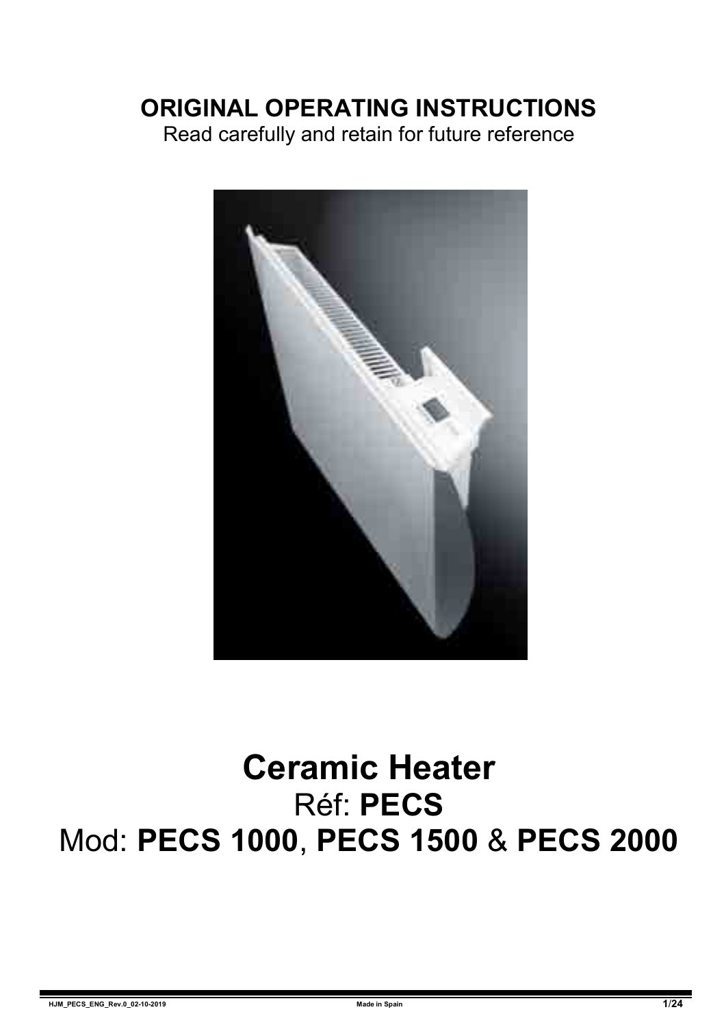# ORIGINAL OPERATING INSTRUCTIONS

Read carefully and retain for future reference

# Ceramic Heater

## Réf: **PECS**

## Mod: **PECS 1000**, **PECS 1500** & **PECS 2000**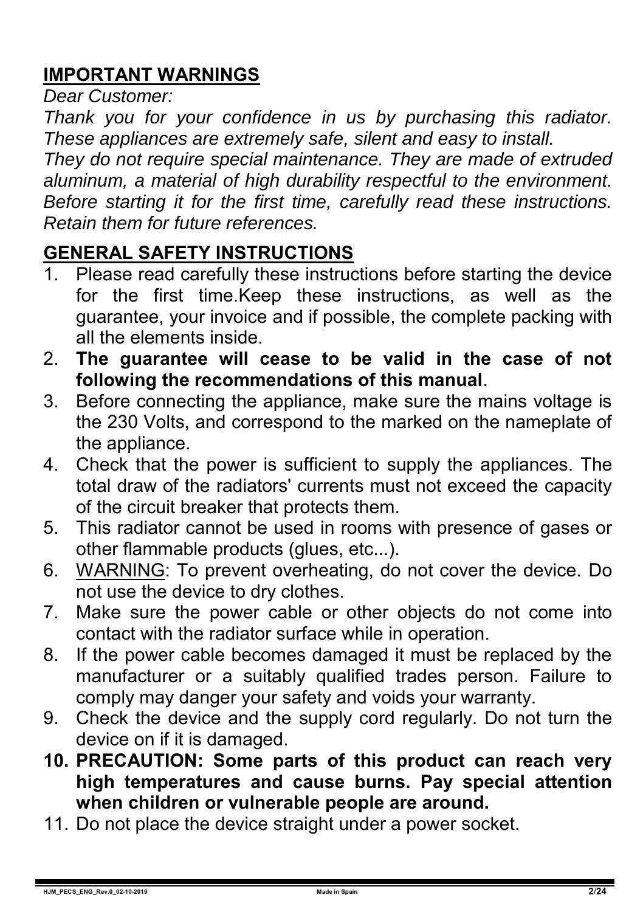## IMPORTANT WARNINGS

*Dear Customer:*

*Thank you for your confidence in us by purchasing this radiator. These appliances are extremely safe, silent and easy to install.*

*They do not require special maintenance. They are made of extruded aluminum, a material of high durability respectful to the environment. Before starting it for the first time, carefully read these instructions. Retain them for future references.*

## GENERAL SAFETY INSTRUCTIONS

1. Please read carefully these instructions before starting the device for the first time.Keep these instructions, as well as the guarantee, your invoice and if possible, the complete packing with all the elements inside.
2. **The guarantee will cease to be valid in the case of not following the recommendations of this manual**.
3. Before connecting the appliance, make sure the mains voltage is the 230 Volts, and correspond to the marked on the nameplate of the appliance.
4. Check that the power is sufficient to supply the appliances. The total draw of the radiators' currents must not exceed the capacity of the circuit breaker that protects them.
5. This radiator cannot be used in rooms with presence of gases or other flammable products (glues, etc...).
6. <u>WARNING</u>: To prevent overheating, do not cover the device. Do not use the device to dry clothes.
7. Make sure the power cable or other objects do not come into contact with the radiator surface while in operation.
8. If the power cable becomes damaged it must be replaced by the manufacturer or a suitably qualified trades person. Failure to comply may danger your safety and voids your warranty.
9. Check the device and the supply cord regularly. Do not turn the device on if it is damaged.
10. **PRECAUTION: Some parts of this product can reach very high temperatures and cause burns. Pay special attention when children or vulnerable people are around.**
11. Do not place the device straight under a power socket.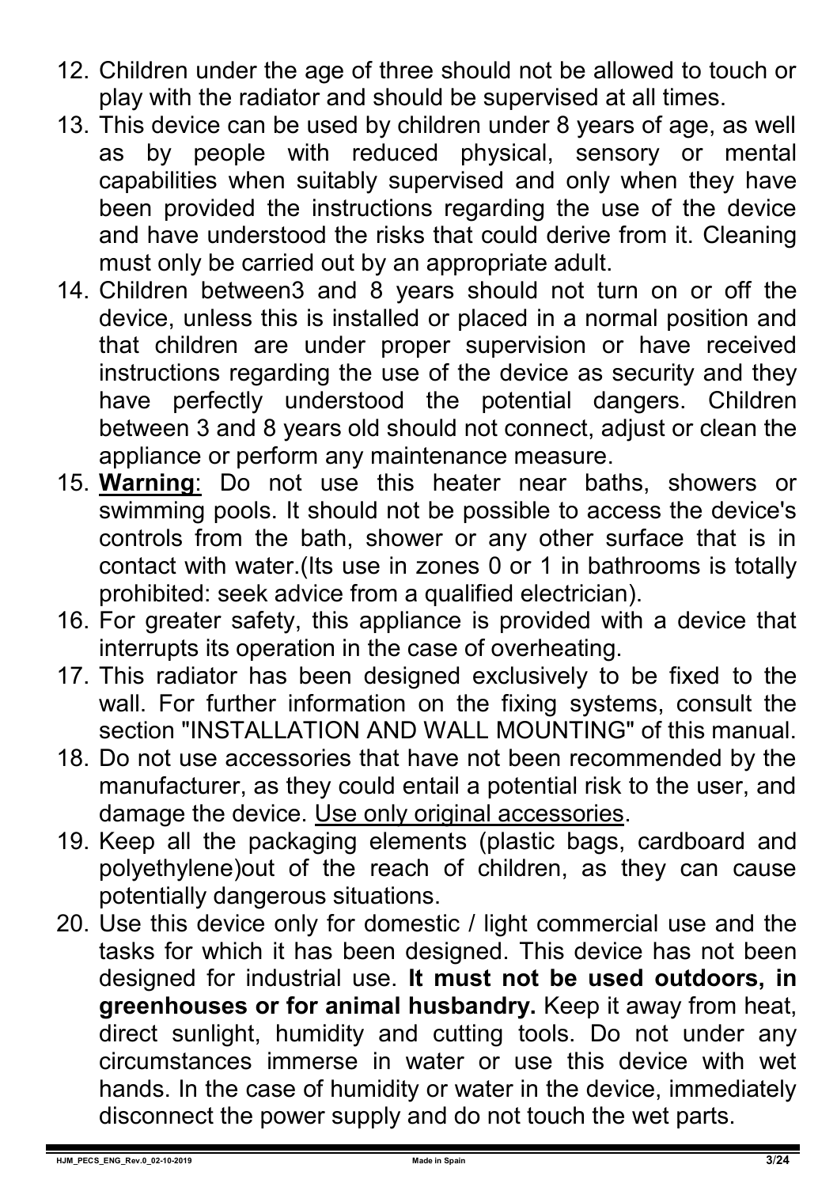12. Children under the age of three should not be allowed to touch or play with the radiator and should be supervised at all times.
13. This device can be used by children under 8 years of age, as well as by people with reduced physical, sensory or mental capabilities when suitably supervised and only when they have been provided the instructions regarding the use of the device and have understood the risks that could derive from it. Cleaning must only be carried out by an appropriate adult.
14. Children between3 and 8 years should not turn on or off the device, unless this is installed or placed in a normal position and that children are under proper supervision or have received instructions regarding the use of the device as security and they have perfectly understood the potential dangers. Children between 3 and 8 years old should not connect, adjust or clean the appliance or perform any maintenance measure.
15. **<u>Warning</u>**: Do not use this heater near baths, showers or swimming pools. It should not be possible to access the device's controls from the bath, shower or any other surface that is in contact with water.(Its use in zones 0 or 1 in bathrooms is totally prohibited: seek advice from a qualified electrician).
16. For greater safety, this appliance is provided with a device that interrupts its operation in the case of overheating.
17. This radiator has been designed exclusively to be fixed to the wall. For further information on the fixing systems, consult the section "INSTALLATION AND WALL MOUNTING" of this manual.
18. Do not use accessories that have not been recommended by the manufacturer, as they could entail a potential risk to the user, and damage the device. <u>Use only original accessories</u>.
19. Keep all the packaging elements (plastic bags, cardboard and polyethylene)out of the reach of children, as they can cause potentially dangerous situations.
20. Use this device only for domestic / light commercial use and the tasks for which it has been designed. This device has not been designed for industrial use. **It must not be used outdoors, in greenhouses or for animal husbandry.** Keep it away from heat, direct sunlight, humidity and cutting tools. Do not under any circumstances immerse in water or use this device with wet hands. In the case of humidity or water in the device, immediately disconnect the power supply and do not touch the wet parts.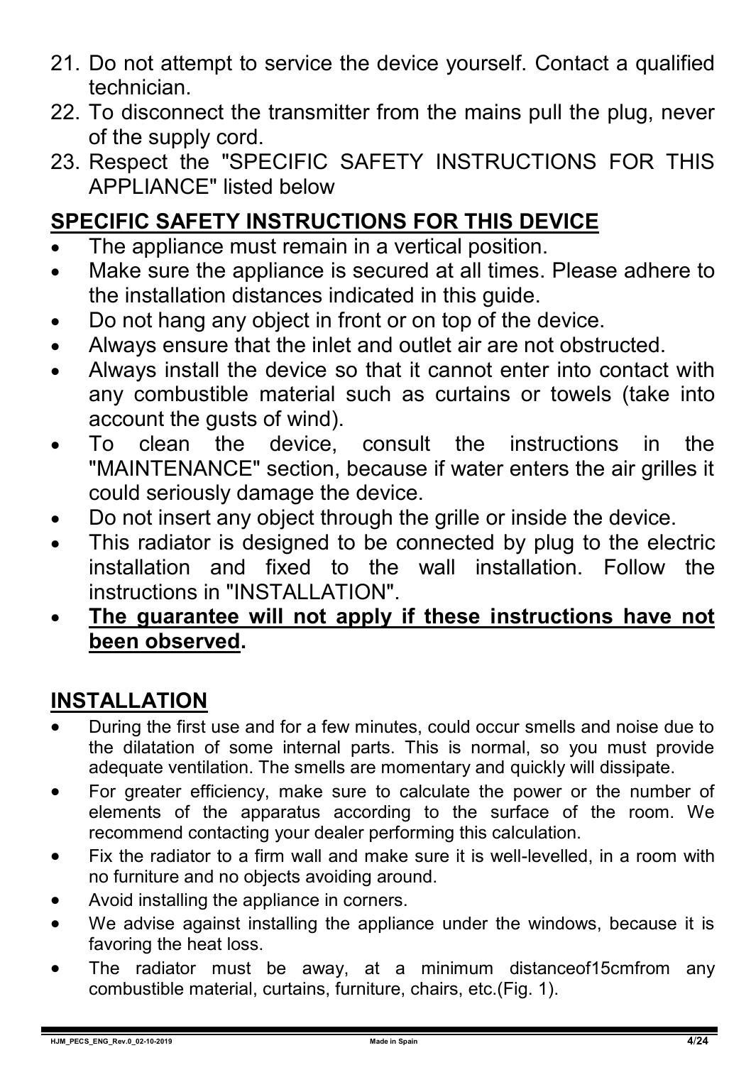21. Do not attempt to service the device yourself. Contact a qualified technician.
22. To disconnect the transmitter from the mains pull the plug, never of the supply cord.
23. Respect the "SPECIFIC SAFETY INSTRUCTIONS FOR THIS APPLIANCE" listed below

## SPECIFIC SAFETY INSTRUCTIONS FOR THIS DEVICE

- The appliance must remain in a vertical position.
- Make sure the appliance is secured at all times. Please adhere to the installation distances indicated in this guide.
- Do not hang any object in front or on top of the device.
- Always ensure that the inlet and outlet air are not obstructed.
- Always install the device so that it cannot enter into contact with any combustible material such as curtains or towels (take into account the gusts of wind).
- To clean the device, consult the instructions in the "MAINTENANCE" section, because if water enters the air grilles it could seriously damage the device.
- Do not insert any object through the grille or inside the device.
- This radiator is designed to be connected by plug to the electric installation and fixed to the wall installation. Follow the instructions in "INSTALLATION".
- **The guarantee will not apply if these instructions have not been observed.**

## INSTALLATION

- During the first use and for a few minutes, could occur smells and noise due to the dilatation of some internal parts. This is normal, so you must provide adequate ventilation. The smells are momentary and quickly will dissipate.
- For greater efficiency, make sure to calculate the power or the number of elements of the apparatus according to the surface of the room. We recommend contacting your dealer performing this calculation.
- Fix the radiator to a firm wall and make sure it is well-levelled, in a room with no furniture and no objects avoiding around.
- Avoid installing the appliance in corners.
- We advise against installing the appliance under the windows, because it is favoring the heat loss.
- The radiator must be away, at a minimum distanceof15cmfrom any combustible material, curtains, furniture, chairs, etc.(Fig. 1).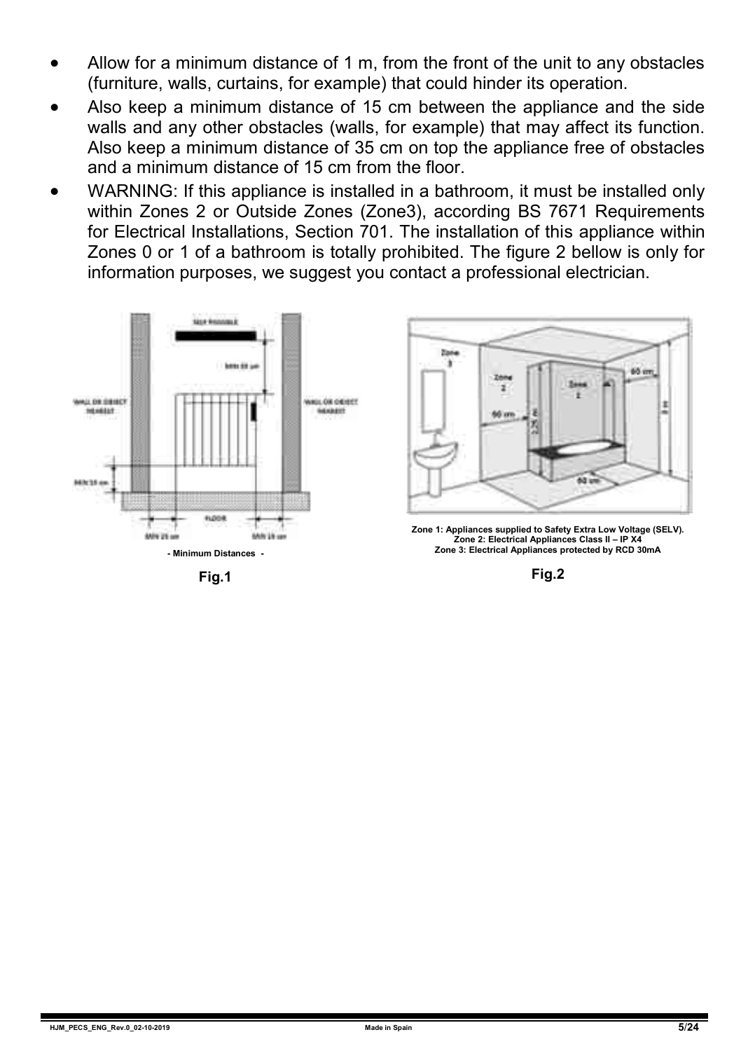- Allow for a minimum distance of 1 m, from the front of the unit to any obstacles (furniture, walls, curtains, for example) that could hinder its operation.
- Also keep a minimum distance of 15 cm between the appliance and the side walls and any other obstacles (walls, for example) that may affect its function. Also keep a minimum distance of 35 cm on top the appliance free of obstacles and a minimum distance of 15 cm from the floor.
- WARNING: If this appliance is installed in a bathroom, it must be installed only within Zones 2 or Outside Zones (Zone3), according BS 7671 Requirements for Electrical Installations, Section 701. The installation of this appliance within Zones 0 or 1 of a bathroom is totally prohibited. The figure 2 bellow is only for information purposes, we suggest you contact a professional electrician.

- Minimum Distances -

**Fig.1**

**Zone 1: Appliances supplied to Safety Extra Low Voltage (SELV).**
**Zone 2: Electrical Appliances Class II – IP X4**
**Zone 3: Electrical Appliances protected by RCD 30mA**

**Fig.2**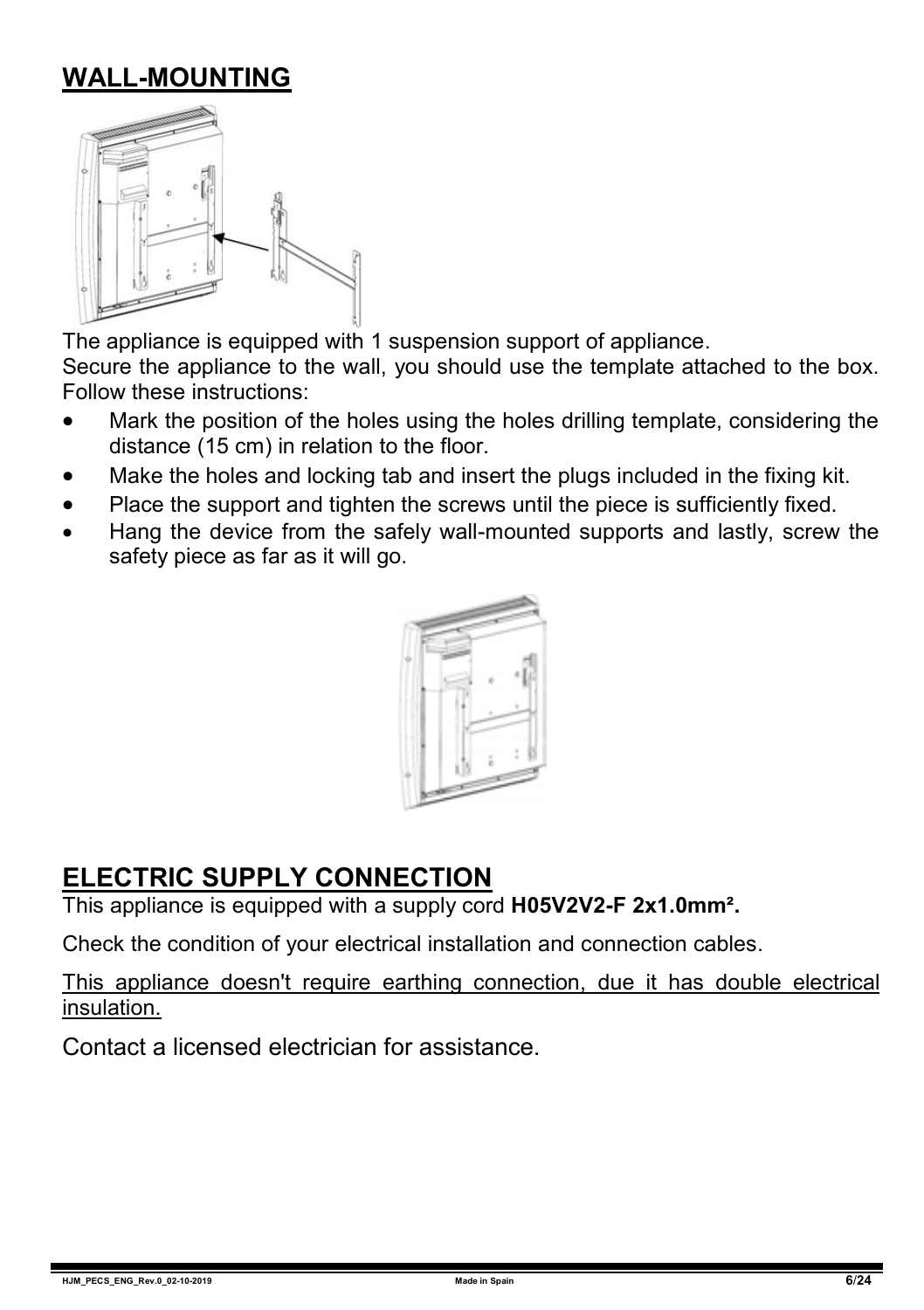## WALL-MOUNTING

The appliance is equipped with 1 suspension support of appliance.
Secure the appliance to the wall, you should use the template attached to the box. Follow these instructions:

- Mark the position of the holes using the holes drilling template, considering the distance (15 cm) in relation to the floor.
- Make the holes and locking tab and insert the plugs included in the fixing kit.
- Place the support and tighten the screws until the piece is sufficiently fixed.
- Hang the device from the safely wall-mounted supports and lastly, screw the safety piece as far as it will go.

## ELECTRIC SUPPLY CONNECTION

This appliance is equipped with a supply cord **H05V2V2-F 2x1.0mm².**

Check the condition of your electrical installation and connection cables.

This appliance doesn't require earthing connection, due it has double electrical insulation.

Contact a licensed electrician for assistance.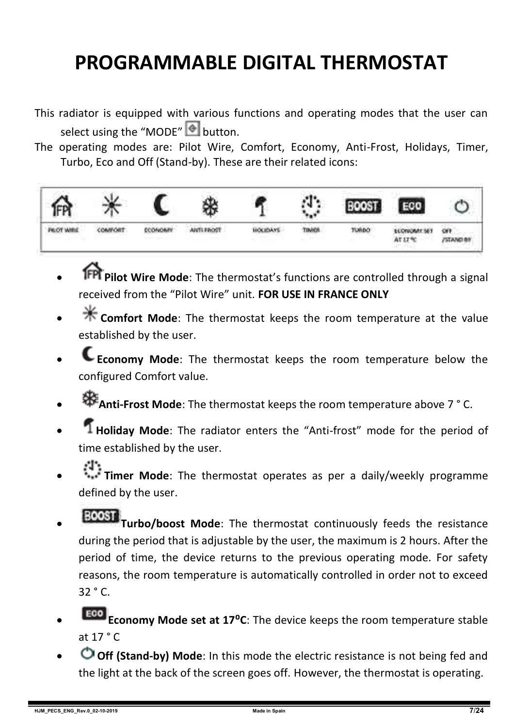# PROGRAMMABLE DIGITAL THERMOSTAT

This radiator is equipped with various functions and operating modes that the user can select using the "MODE" button.

The operating modes are: Pilot Wire, Comfort, Economy, Anti-Frost, Holidays, Timer, Turbo, Eco and Off (Stand-by). These are their related icons:

| PILOT WIRE | COMFORT | ECONOMY | ANTI-FROST | HOLIDAYS | TIMER | TURBO | ECONOMY SET AT 17 °C | OFF /STAND BY |
|---|---|---|---|---|---|---|---|---|

- **Pilot Wire Mode**: The thermostat's functions are controlled through a signal received from the "Pilot Wire" unit. **FOR USE IN FRANCE ONLY**
- **Comfort Mode**: The thermostat keeps the room temperature at the value established by the user.
- **Economy Mode**: The thermostat keeps the room temperature below the configured Comfort value.
- **Anti-Frost Mode**: The thermostat keeps the room temperature above 7 ° C.
- **Holiday Mode**: The radiator enters the "Anti-frost" mode for the period of time established by the user.
- **Timer Mode**: The thermostat operates as per a daily/weekly programme defined by the user.
- **Turbo/boost Mode**: The thermostat continuously feeds the resistance during the period that is adjustable by the user, the maximum is 2 hours. After the period of time, the device returns to the previous operating mode. For safety reasons, the room temperature is automatically controlled in order not to exceed 32 ° C.
- **Economy Mode set at 17ºC**: The device keeps the room temperature stable at 17 ° C
- **Off (Stand-by) Mode**: In this mode the electric resistance is not being fed and the light at the back of the screen goes off. However, the thermostat is operating.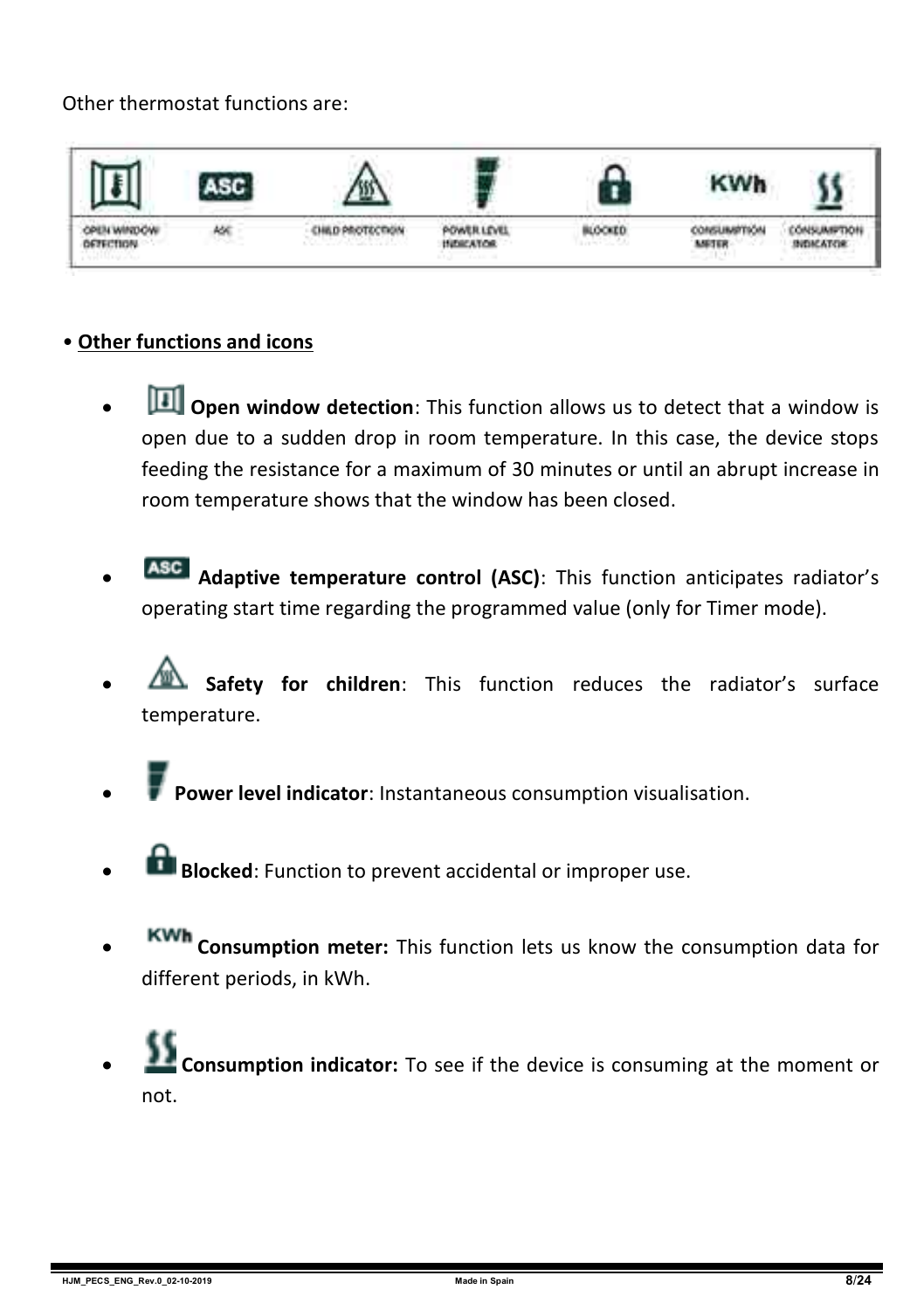Other thermostat functions are:

| OPEN WINDOW DETECTION | ASC | CHILD PROTECTION | POWER LEVEL INDICATOR | BLOCKED | CONSUMPTION METER | CONSUMPTION INDICATOR |
|---|---|---|---|---|---|---|

• **Other functions and icons**

- **Open window detection**: This function allows us to detect that a window is open due to a sudden drop in room temperature. In this case, the device stops feeding the resistance for a maximum of 30 minutes or until an abrupt increase in room temperature shows that the window has been closed.

- ASC **Adaptive temperature control (ASC)**: This function anticipates radiator's operating start time regarding the programmed value (only for Timer mode).

- **Safety for children**: This function reduces the radiator's surface temperature.

- **Power level indicator**: Instantaneous consumption visualisation.

- **Blocked**: Function to prevent accidental or improper use.

- KWh **Consumption meter:** This function lets us know the consumption data for different periods, in kWh.

- **Consumption indicator:** To see if the device is consuming at the moment or not.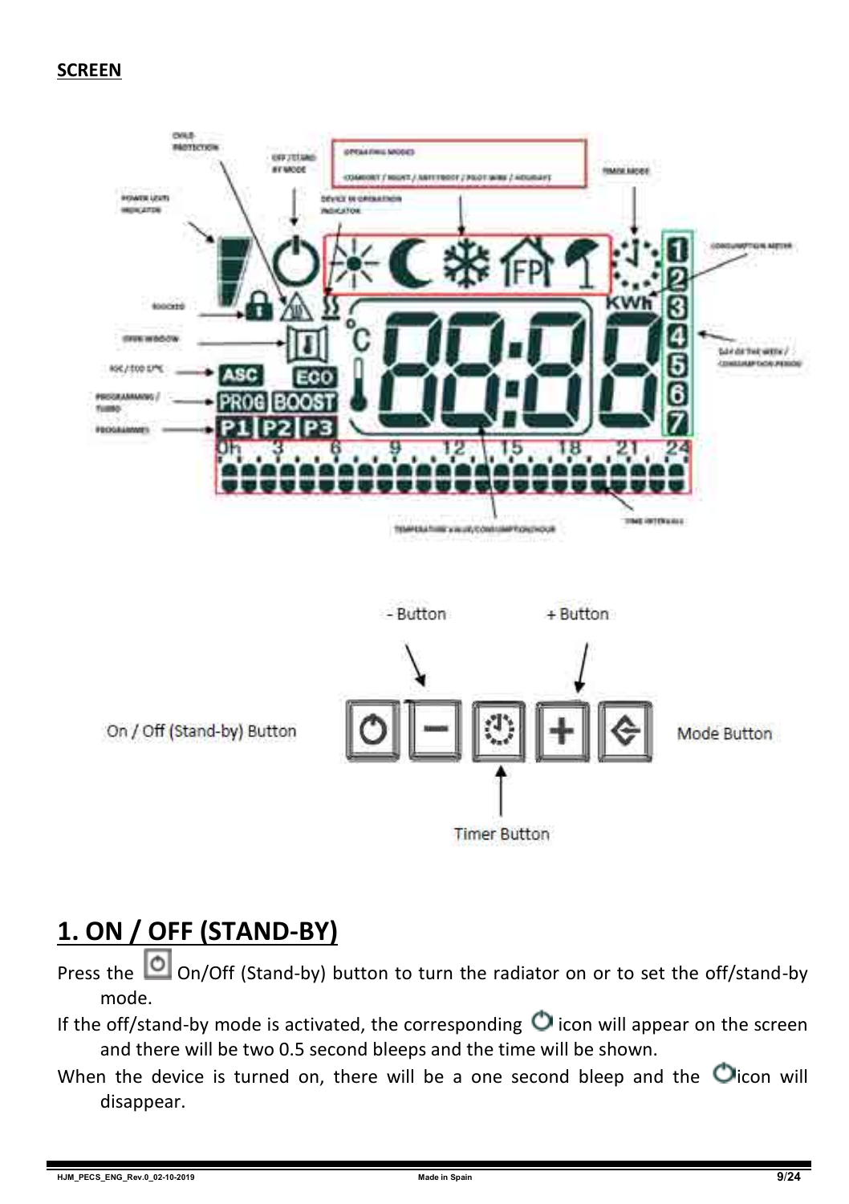**SCREEN**

- Button

+ Button

On / Off (Stand-by) Button

Mode Button

Timer Button

## 1. ON / OFF (STAND-BY)

Press the On/Off (Stand-by) button to turn the radiator on or to set the off/stand-by mode.

If the off/stand-by mode is activated, the corresponding icon will appear on the screen and there will be two 0.5 second bleeps and the time will be shown.

When the device is turned on, there will be a one second bleep and the icon will disappear.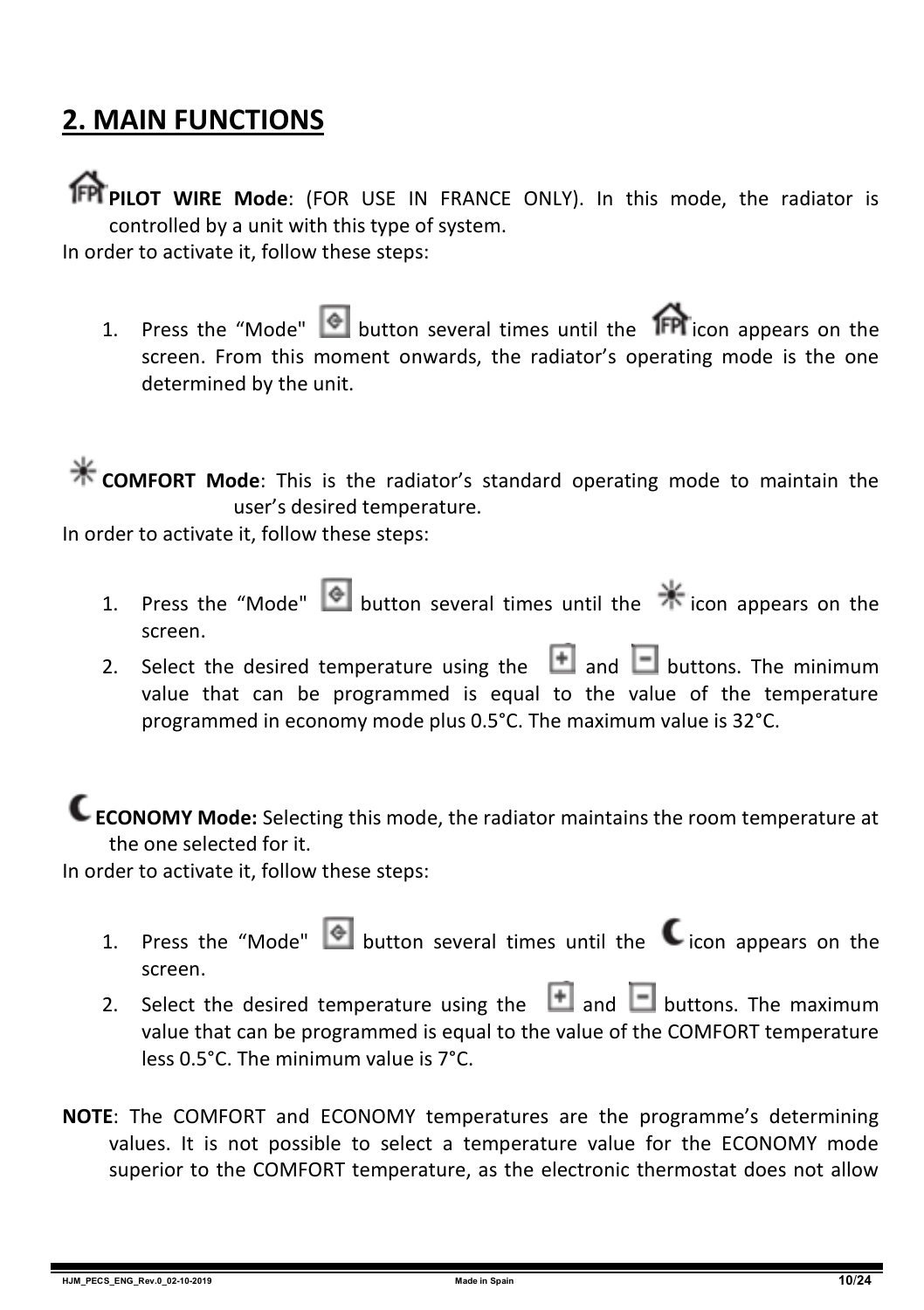## 2. MAIN FUNCTIONS

**PILOT WIRE Mode**: (FOR USE IN FRANCE ONLY). In this mode, the radiator is controlled by a unit with this type of system.

In order to activate it, follow these steps:

1. Press the “Mode" button several times until the icon appears on the screen. From this moment onwards, the radiator’s operating mode is the one determined by the unit.

**COMFORT Mode**: This is the radiator’s standard operating mode to maintain the user’s desired temperature.

In order to activate it, follow these steps:

1. Press the “Mode" button several times until the icon appears on the screen.
2. Select the desired temperature using the and buttons. The minimum value that can be programmed is equal to the value of the temperature programmed in economy mode plus 0.5°C. The maximum value is 32°C.

**ECONOMY Mode:** Selecting this mode, the radiator maintains the room temperature at the one selected for it.

In order to activate it, follow these steps:

1. Press the “Mode" button several times until the icon appears on the screen.
2. Select the desired temperature using the and buttons. The maximum value that can be programmed is equal to the value of the COMFORT temperature less 0.5°C. The minimum value is 7°C.

**NOTE**: The COMFORT and ECONOMY temperatures are the programme’s determining values. It is not possible to select a temperature value for the ECONOMY mode superior to the COMFORT temperature, as the electronic thermostat does not allow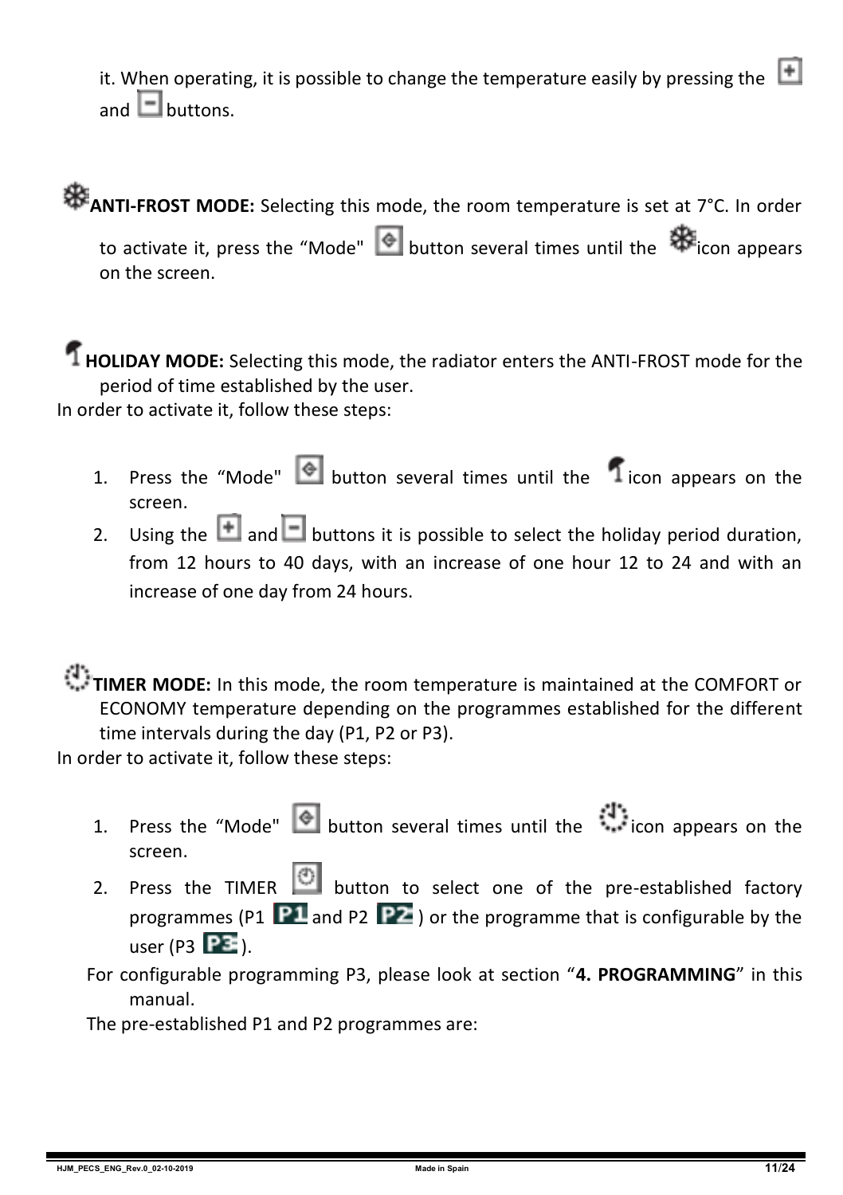it. When operating, it is possible to change the temperature easily by pressing the [+] and [-] buttons.

**ANTI-FROST MODE:** Selecting this mode, the room temperature is set at 7°C. In order to activate it, press the "Mode" button several times until the icon appears on the screen.

**HOLIDAY MODE:** Selecting this mode, the radiator enters the ANTI-FROST mode for the period of time established by the user.

In order to activate it, follow these steps:

1. Press the "Mode" button several times until the icon appears on the screen.
2. Using the [+] and [-] buttons it is possible to select the holiday period duration, from 12 hours to 40 days, with an increase of one hour 12 to 24 and with an increase of one day from 24 hours.

**TIMER MODE:** In this mode, the room temperature is maintained at the COMFORT or ECONOMY temperature depending on the programmes established for the different time intervals during the day (P1, P2 or P3).

In order to activate it, follow these steps:

1. Press the "Mode" button several times until the icon appears on the screen.
2. Press the TIMER button to select one of the pre-established factory programmes (P1 P1 and P2 P2) or the programme that is configurable by the user (P3 P3).

For configurable programming P3, please look at section "**4. PROGRAMMING**" in this manual.

The pre-established P1 and P2 programmes are: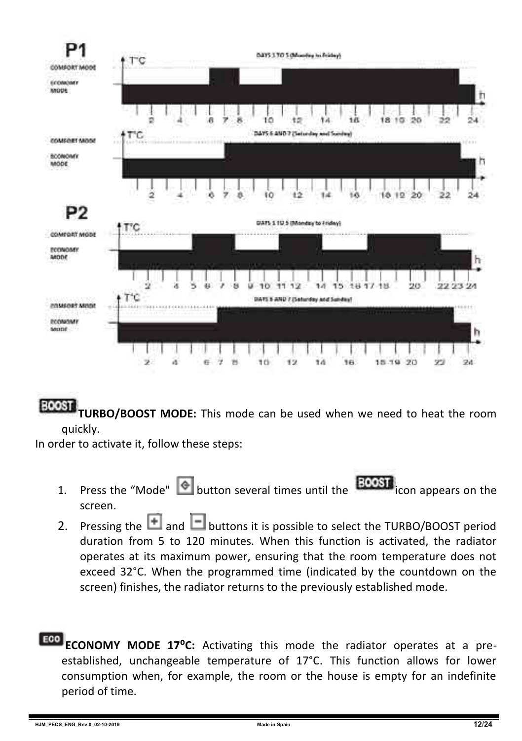## P1

COMFORT MODE

ECONOMY MODE

DAYS 1 TO 5 (Monday to Friday)

COMFORT MODE

ECONOMY MODE

DAYS 6 AND 7 (Saturday and Sunday)

## P2

COMFORT MODE

ECONOMY MODE

DAYS 1 TO 5 (Monday to Friday)

COMFORT MODE

ECONOMY MODE

DAYS 6 AND 7 (Saturday and Sunday)

BOOST **TURBO/BOOST MODE:** This mode can be used when we need to heat the room quickly.

In order to activate it, follow these steps:

1. Press the "Mode" button several times until the BOOST icon appears on the screen.
2. Pressing the + and − buttons it is possible to select the TURBO/BOOST period duration from 5 to 120 minutes. When this function is activated, the radiator operates at its maximum power, ensuring that the room temperature does not exceed 32°C. When the programmed time (indicated by the countdown on the screen) finishes, the radiator returns to the previously established mode.

ECO **ECONOMY MODE 17ºC:** Activating this mode the radiator operates at a pre-established, unchangeable temperature of 17°C. This function allows for lower consumption when, for example, the room or the house is empty for an indefinite period of time.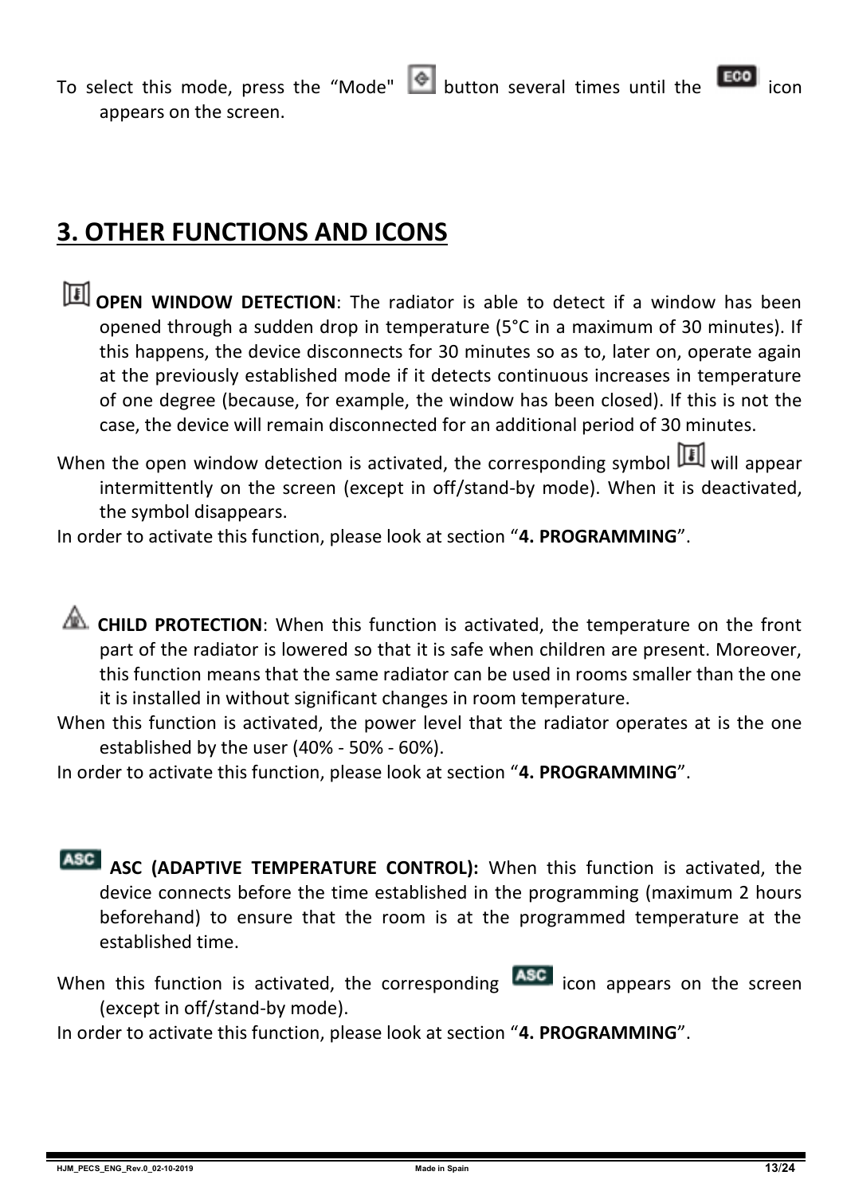To select this mode, press the "Mode" button several times until the ECO icon appears on the screen.

## 3. OTHER FUNCTIONS AND ICONS

**OPEN WINDOW DETECTION**: The radiator is able to detect if a window has been opened through a sudden drop in temperature (5°C in a maximum of 30 minutes). If this happens, the device disconnects for 30 minutes so as to, later on, operate again at the previously established mode if it detects continuous increases in temperature of one degree (because, for example, the window has been closed). If this is not the case, the device will remain disconnected for an additional period of 30 minutes.

When the open window detection is activated, the corresponding symbol will appear intermittently on the screen (except in off/stand-by mode). When it is deactivated, the symbol disappears.

In order to activate this function, please look at section "**4. PROGRAMMING**".

**CHILD PROTECTION**: When this function is activated, the temperature on the front part of the radiator is lowered so that it is safe when children are present. Moreover, this function means that the same radiator can be used in rooms smaller than the one it is installed in without significant changes in room temperature.

When this function is activated, the power level that the radiator operates at is the one established by the user (40% - 50% - 60%).

In order to activate this function, please look at section "**4. PROGRAMMING**".

ASC **ASC (ADAPTIVE TEMPERATURE CONTROL):** When this function is activated, the device connects before the time established in the programming (maximum 2 hours beforehand) to ensure that the room is at the programmed temperature at the established time.

When this function is activated, the corresponding ASC icon appears on the screen (except in off/stand-by mode).

In order to activate this function, please look at section "**4. PROGRAMMING**".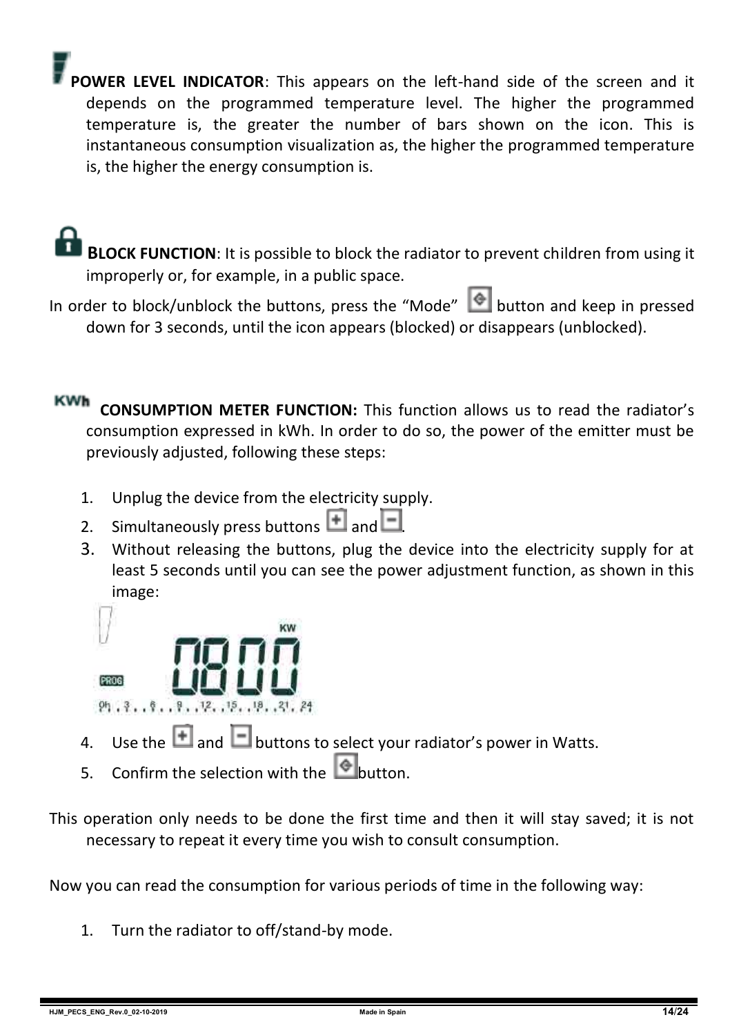**POWER LEVEL INDICATOR**: This appears on the left-hand side of the screen and it depends on the programmed temperature level. The higher the programmed temperature is, the greater the number of bars shown on the icon. This is instantaneous consumption visualization as, the higher the programmed temperature is, the higher the energy consumption is.

**BLOCK FUNCTION**: It is possible to block the radiator to prevent children from using it improperly or, for example, in a public space.

In order to block/unblock the buttons, press the "Mode" button and keep in pressed down for 3 seconds, until the icon appears (blocked) or disappears (unblocked).

KWh **CONSUMPTION METER FUNCTION:** This function allows us to read the radiator's consumption expressed in kWh. In order to do so, the power of the emitter must be previously adjusted, following these steps:

1. Unplug the device from the electricity supply.
2. Simultaneously press buttons + and −.
3. Without releasing the buttons, plug the device into the electricity supply for at least 5 seconds until you can see the power adjustment function, as shown in this image:
4. Use the + and − buttons to select your radiator's power in Watts.
5. Confirm the selection with the button.

This operation only needs to be done the first time and then it will stay saved; it is not necessary to repeat it every time you wish to consult consumption.

Now you can read the consumption for various periods of time in the following way:

1. Turn the radiator to off/stand-by mode.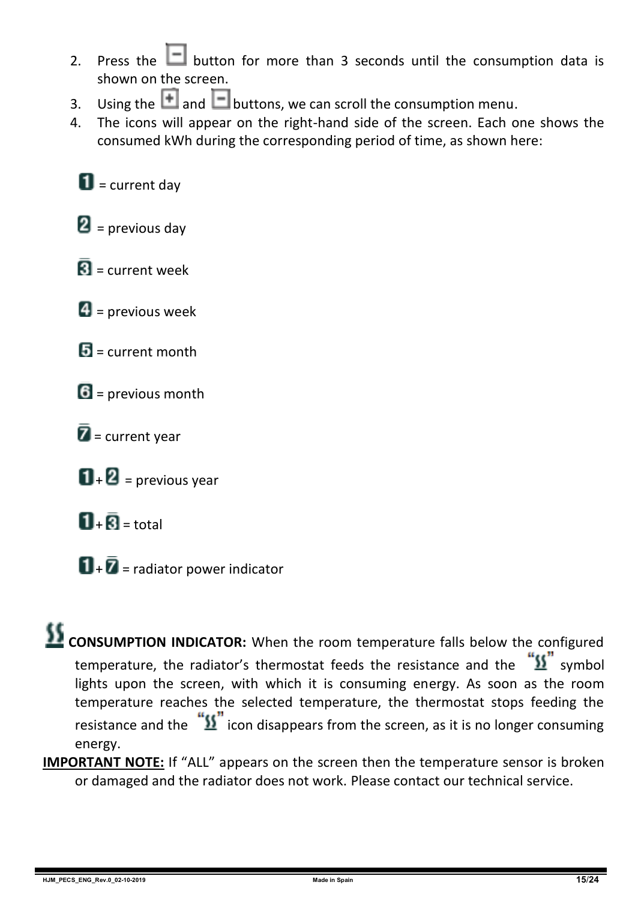2. Press the [−] button for more than 3 seconds until the consumption data is shown on the screen.
3. Using the [+] and [−] buttons, we can scroll the consumption menu.
4. The icons will appear on the right-hand side of the screen. Each one shows the consumed kWh during the corresponding period of time, as shown here:

1 = current day

2 = previous day

3 = current week

4 = previous week

5 = current month

6 = previous month

7 = current year

1 + 2 = previous year

1 + 3 = total

1 + 7 = radiator power indicator

**CONSUMPTION INDICATOR:** When the room temperature falls below the configured temperature, the radiator's thermostat feeds the resistance and the "" symbol lights upon the screen, with which it is consuming energy. As soon as the room temperature reaches the selected temperature, the thermostat stops feeding the resistance and the "" icon disappears from the screen, as it is no longer consuming energy.

**IMPORTANT NOTE:** If "ALL" appears on the screen then the temperature sensor is broken or damaged and the radiator does not work. Please contact our technical service.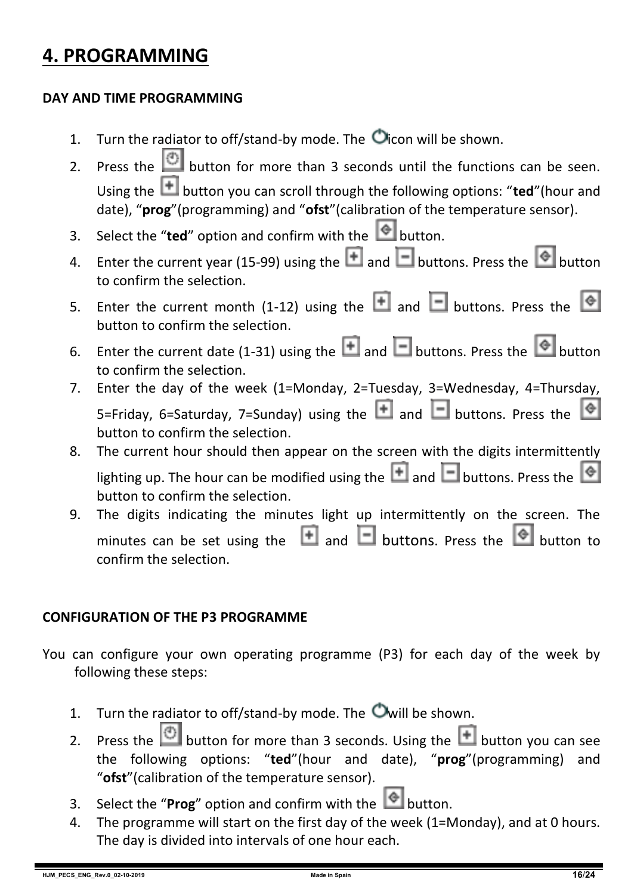# 4. PROGRAMMING

**DAY AND TIME PROGRAMMING**

1. Turn the radiator to off/stand-by mode. The icon will be shown.
2. Press the button for more than 3 seconds until the functions can be seen. Using the button you can scroll through the following options: "**ted**"(hour and date), "**prog**"(programming) and "**ofst**"(calibration of the temperature sensor).
3. Select the "**ted**" option and confirm with the button.
4. Enter the current year (15-99) using the and buttons. Press the button to confirm the selection.
5. Enter the current month (1-12) using the and buttons. Press the button to confirm the selection.
6. Enter the current date (1-31) using the and buttons. Press the button to confirm the selection.
7. Enter the day of the week (1=Monday, 2=Tuesday, 3=Wednesday, 4=Thursday, 5=Friday, 6=Saturday, 7=Sunday) using the and buttons. Press the button to confirm the selection.
8. The current hour should then appear on the screen with the digits intermittently lighting up. The hour can be modified using the and buttons. Press the button to confirm the selection.
9. The digits indicating the minutes light up intermittently on the screen. The minutes can be set using the and buttons. Press the button to confirm the selection.

**CONFIGURATION OF THE P3 PROGRAMME**

You can configure your own operating programme (P3) for each day of the week by following these steps:

1. Turn the radiator to off/stand-by mode. The will be shown.
2. Press the button for more than 3 seconds. Using the button you can see the following options: "**ted**"(hour and date), "**prog**"(programming) and "**ofst**"(calibration of the temperature sensor).
3. Select the "**Prog**" option and confirm with the button.
4. The programme will start on the first day of the week (1=Monday), and at 0 hours. The day is divided into intervals of one hour each.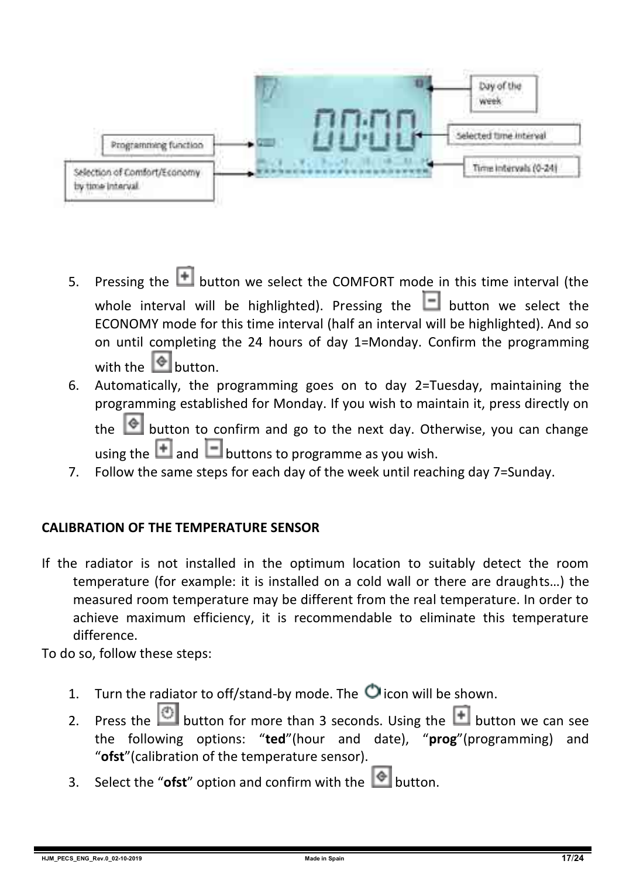Programming function

Selection of Comfort/Economy by time interval

Day of the week

Selected time interval

Time intervals (0-24)

5. Pressing the [+] button we select the COMFORT mode in this time interval (the whole interval will be highlighted). Pressing the [-] button we select the ECONOMY mode for this time interval (half an interval will be highlighted). And so on until completing the 24 hours of day 1=Monday. Confirm the programming with the [◈] button.
6. Automatically, the programming goes on to day 2=Tuesday, maintaining the programming established for Monday. If you wish to maintain it, press directly on the [◈] button to confirm and go to the next day. Otherwise, you can change using the [+] and [-] buttons to programme as you wish.
7. Follow the same steps for each day of the week until reaching day 7=Sunday.

**CALIBRATION OF THE TEMPERATURE SENSOR**

If the radiator is not installed in the optimum location to suitably detect the room temperature (for example: it is installed on a cold wall or there are draughts…) the measured room temperature may be different from the real temperature. In order to achieve maximum efficiency, it is recommendable to eliminate this temperature difference.

To do so, follow these steps:

1. Turn the radiator to off/stand-by mode. The ⏻ icon will be shown.
2. Press the [⏱] button for more than 3 seconds. Using the [+] button we can see the following options: "**ted**"(hour and date), "**prog**"(programming) and "**ofst**"(calibration of the temperature sensor).
3. Select the "**ofst**" option and confirm with the [◈] button.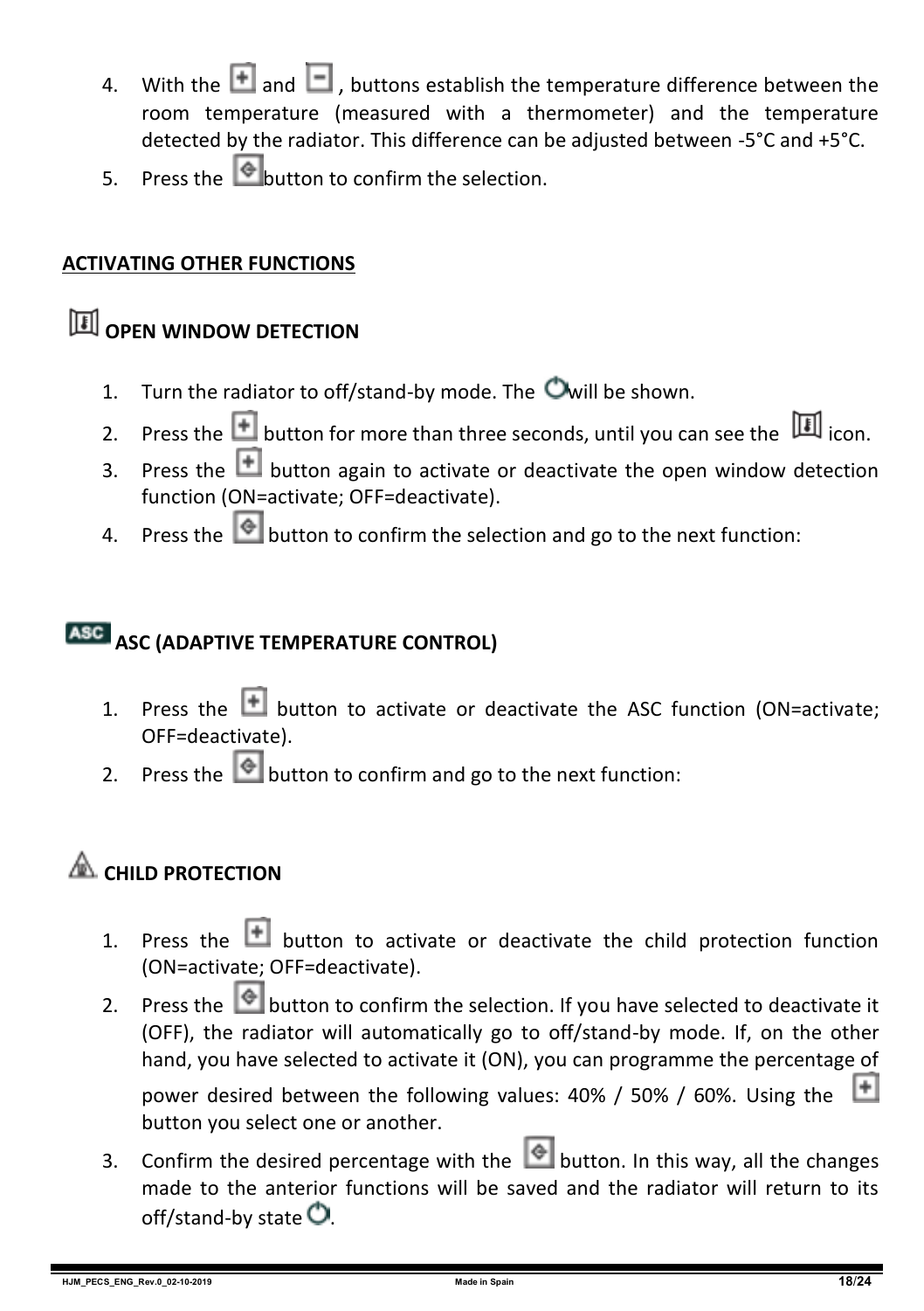4. With the + and − , buttons establish the temperature difference between the room temperature (measured with a thermometer) and the temperature detected by the radiator. This difference can be adjusted between -5°C and +5°C.
5. Press the button to confirm the selection.

## ACTIVATING OTHER FUNCTIONS

### OPEN WINDOW DETECTION

1. Turn the radiator to off/stand-by mode. The will be shown.
2. Press the + button for more than three seconds, until you can see the icon.
3. Press the + button again to activate or deactivate the open window detection function (ON=activate; OFF=deactivate).
4. Press the button to confirm the selection and go to the next function:

### ASC (ADAPTIVE TEMPERATURE CONTROL)

1. Press the + button to activate or deactivate the ASC function (ON=activate; OFF=deactivate).
2. Press the button to confirm and go to the next function:

### CHILD PROTECTION

1. Press the + button to activate or deactivate the child protection function (ON=activate; OFF=deactivate).
2. Press the button to confirm the selection. If you have selected to deactivate it (OFF), the radiator will automatically go to off/stand-by mode. If, on the other hand, you have selected to activate it (ON), you can programme the percentage of power desired between the following values: 40% / 50% / 60%. Using the + button you select one or another.
3. Confirm the desired percentage with the button. In this way, all the changes made to the anterior functions will be saved and the radiator will return to its off/stand-by state .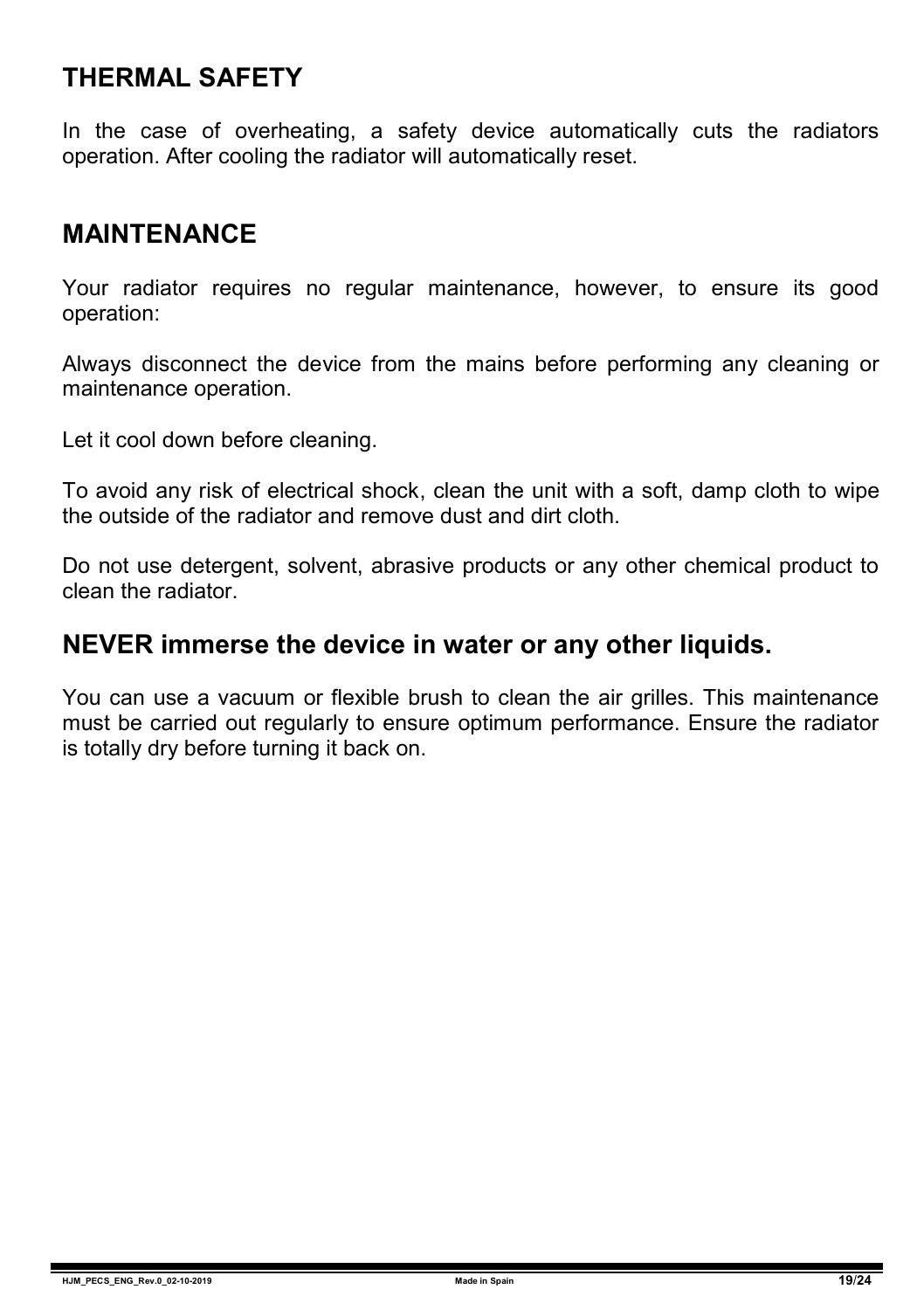## THERMAL SAFETY

In the case of overheating, a safety device automatically cuts the radiators operation. After cooling the radiator will automatically reset.

## MAINTENANCE

Your radiator requires no regular maintenance, however, to ensure its good operation:

Always disconnect the device from the mains before performing any cleaning or maintenance operation.

Let it cool down before cleaning.

To avoid any risk of electrical shock, clean the unit with a soft, damp cloth to wipe the outside of the radiator and remove dust and dirt cloth.

Do not use detergent, solvent, abrasive products or any other chemical product to clean the radiator.

## NEVER immerse the device in water or any other liquids.

You can use a vacuum or flexible brush to clean the air grilles. This maintenance must be carried out regularly to ensure optimum performance. Ensure the radiator is totally dry before turning it back on.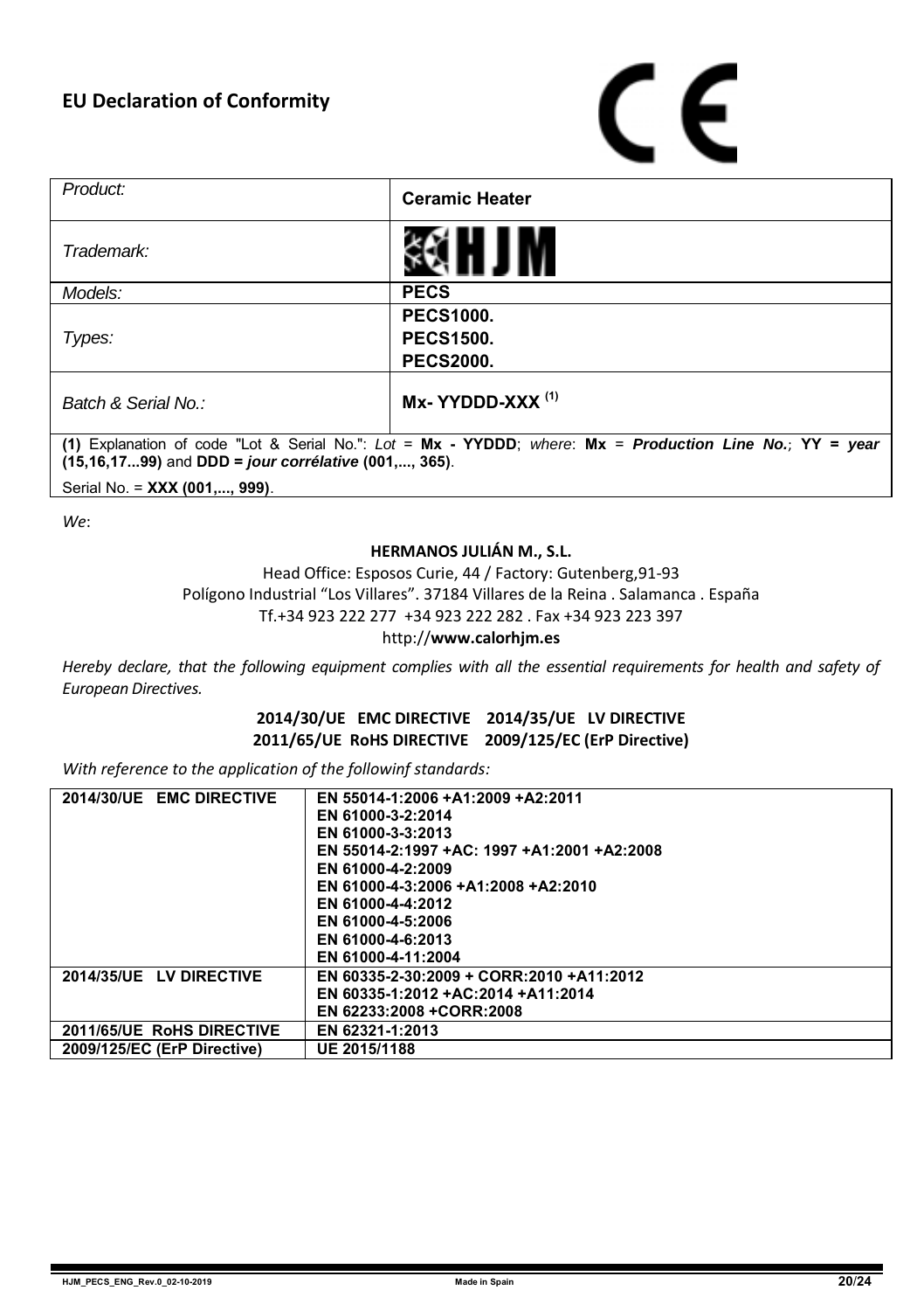# EU Declaration of Conformity

CE

| *Product:* | **Ceramic Heater** |
|---|---|
| *Trademark:* | HJM |
| *Models:* | **PECS** |
| *Types:* | **PECS1000.**<br>**PECS1500.**<br>**PECS2000.** |
| *Batch & Serial No.:* | **Mx- YYDDD-XXX** [(1)] |

**(1)** Explanation of code "Lot & Serial No.": *Lot* = **Mx - YYDDD**; *where*: **Mx** = ***Production Line No.***; **YY = *year* (15,16,17...99)** and **DDD = *jour corrélative* (001,..., 365)**.

Serial No. = **XXX (001,..., 999)**.

*We*:

**HERMANOS JULIÁN M., S.L.**

Head Office: Esposos Curie, 44 / Factory: Gutenberg,91-93
Polígono Industrial "Los Villares". 37184 Villares de la Reina . Salamanca . España
Tf.+34 923 222 277 +34 923 222 282 . Fax +34 923 223 397
http://**www.calorhjm.es**

*Hereby declare, that the following equipment complies with all the essential requirements for health and safety of European Directives.*

**2014/30/UE EMC DIRECTIVE 2014/35/UE LV DIRECTIVE**
**2011/65/UE RoHS DIRECTIVE 2009/125/EC (ErP Directive)**

*With reference to the application of the followinf standards:*

| Directive | Standards |
|---|---|
| **2014/30/UE EMC DIRECTIVE** | **EN 55014-1:2006 +A1:2009 +A2:2011**<br>**EN 61000-3-2:2014**<br>**EN 61000-3-3:2013**<br>**EN 55014-2:1997 +AC: 1997 +A1:2001 +A2:2008**<br>**EN 61000-4-2:2009**<br>**EN 61000-4-3:2006 +A1:2008 +A2:2010**<br>**EN 61000-4-4:2012**<br>**EN 61000-4-5:2006**<br>**EN 61000-4-6:2013**<br>**EN 61000-4-11:2004** |
| **2014/35/UE LV DIRECTIVE** | **EN 60335-2-30:2009 + CORR:2010 +A11:2012**<br>**EN 60335-1:2012 +AC:2014 +A11:2014**<br>**EN 62233:2008 +CORR:2008** |
| **2011/65/UE RoHS DIRECTIVE** | **EN 62321-1:2013** |
| **2009/125/EC (ErP Directive)** | **UE 2015/1188** |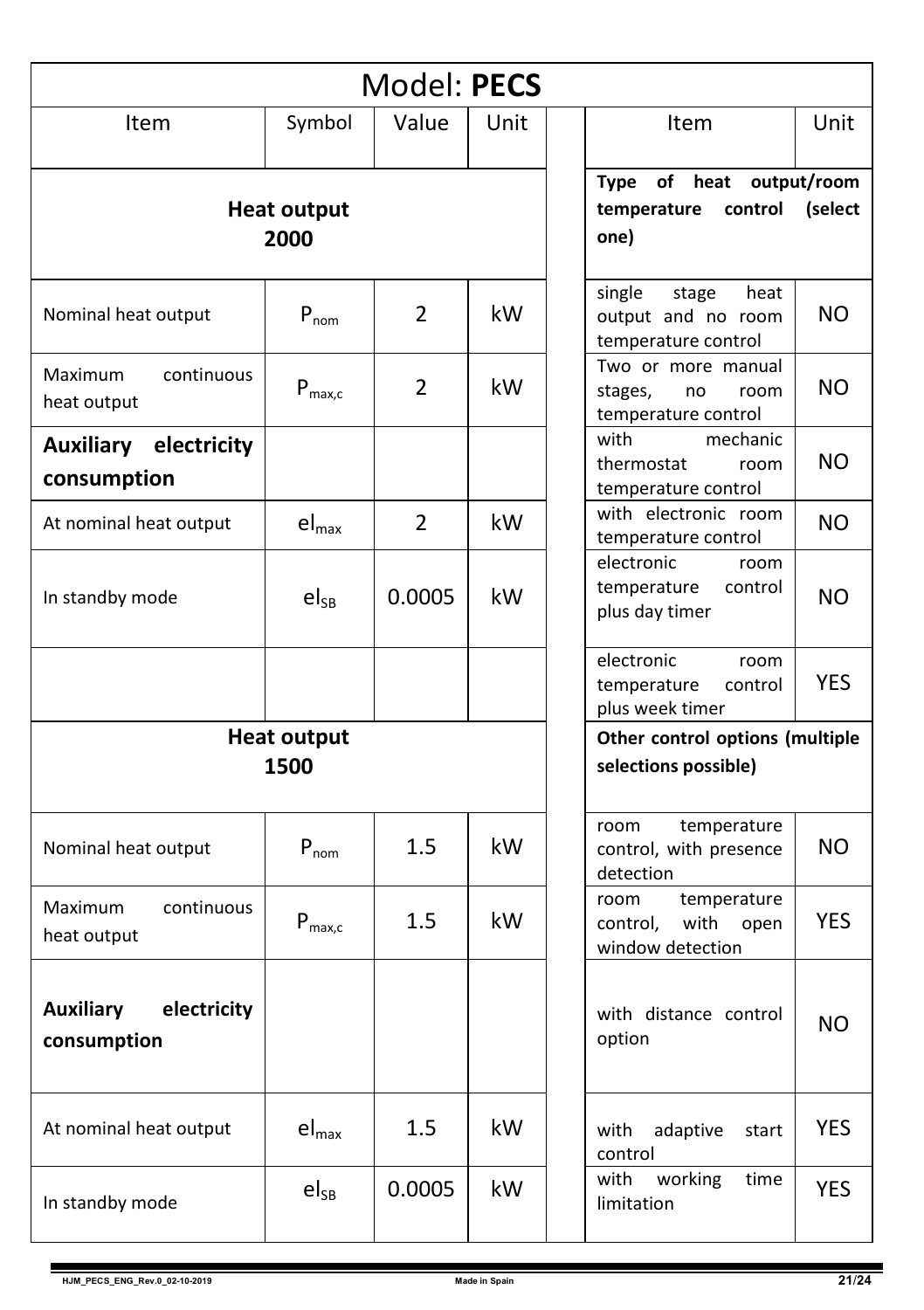| Model: **PECS** | | | | | | |
|---|---|---|---|---|---|---|
| Item | Symbol | Value | Unit | | Item | Unit |
| **Heat output 2000** | | | | | **Type of heat output/room temperature control (select one)** | |
| Nominal heat output | $P_{nom}$ | 2 | kW | | single stage heat output and no room temperature control | NO |
| Maximum continuous heat output | $P_{max,c}$ | 2 | kW | | Two or more manual stages, no room temperature control | NO |
| **Auxiliary electricity consumption** | | | | | with mechanic thermostat room temperature control | NO |
| At nominal heat output | $el_{max}$ | 2 | kW | | with electronic room temperature control | NO |
| In standby mode | $el_{SB}$ | 0.0005 | kW | | electronic room temperature control plus day timer | NO |
| | | | | | electronic room temperature control plus week timer | YES |
| **Heat output 1500** | | | | | **Other control options (multiple selections possible)** | |
| Nominal heat output | $P_{nom}$ | 1.5 | kW | | room temperature control, with presence detection | NO |
| Maximum continuous heat output | $P_{max,c}$ | 1.5 | kW | | room temperature control, with open window detection | YES |
| **Auxiliary electricity consumption** | | | | | with distance control option | NO |
| At nominal heat output | $el_{max}$ | 1.5 | kW | | with adaptive start control | YES |
| In standby mode | $el_{SB}$ | 0.0005 | kW | | with working time limitation | YES |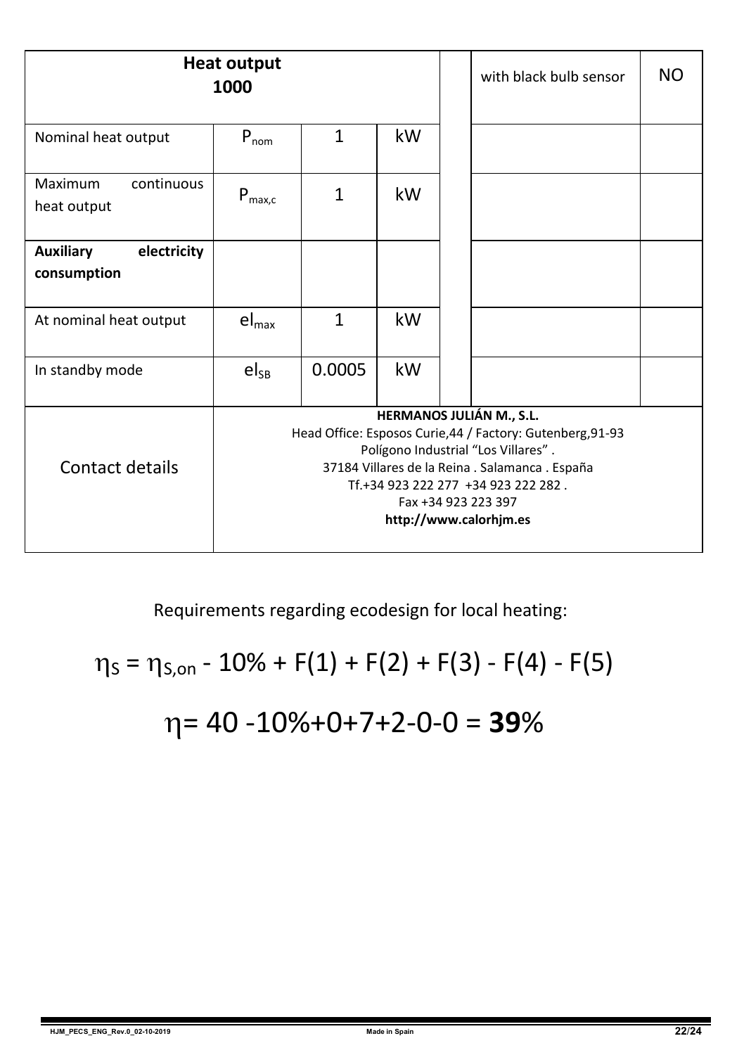| Heat output 1000 | | | | | with black bulb sensor | NO |
|---|---|---|---|---|---|---|
| Nominal heat output | $P_{nom}$ | 1 | kW | | | |
| Maximum continuous heat output | $P_{max,c}$ | 1 | kW | | | |
| **Auxiliary electricity consumption** | | | | | | |
| At nominal heat output | $el_{max}$ | 1 | kW | | | |
| In standby mode | $el_{SB}$ | 0.0005 | kW | | | |
| Contact details | **HERMANOS JULIÁN M., S.L.** Head Office: Esposos Curie,44 / Factory: Gutenberg,91-93 Polígono Industrial "Los Villares". 37184 Villares de la Reina . Salamanca . España Tf.+34 923 222 277 +34 923 222 282 . Fax +34 923 223 397 **http://www.calorhjm.es** | | | | | |

Requirements regarding ecodesign for local heating:

$$\eta_S = \eta_{S,on} - 10\% + F(1) + F(2) + F(3) - F(4) - F(5)$$

$$\eta = 40 - 10\% + 0 + 7 + 2 - 0 - 0 = \mathbf{39}\%$$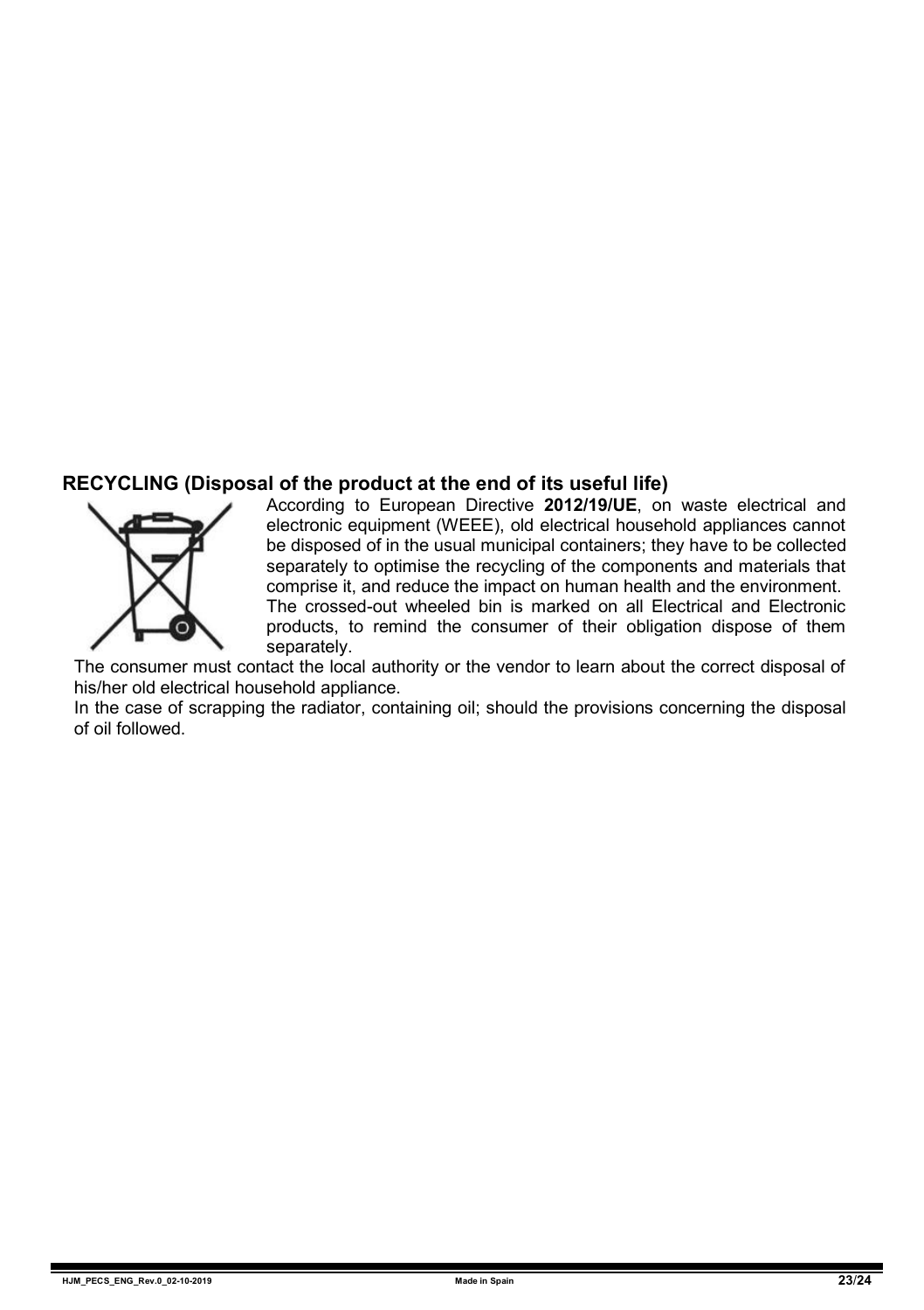## RECYCLING (Disposal of the product at the end of its useful life)

According to European Directive **2012/19/UE**, on waste electrical and electronic equipment (WEEE), old electrical household appliances cannot be disposed of in the usual municipal containers; they have to be collected separately to optimise the recycling of the components and materials that comprise it, and reduce the impact on human health and the environment.

The crossed-out wheeled bin is marked on all Electrical and Electronic products, to remind the consumer of their obligation dispose of them separately.

The consumer must contact the local authority or the vendor to learn about the correct disposal of his/her old electrical household appliance.

In the case of scrapping the radiator, containing oil; should the provisions concerning the disposal of oil followed.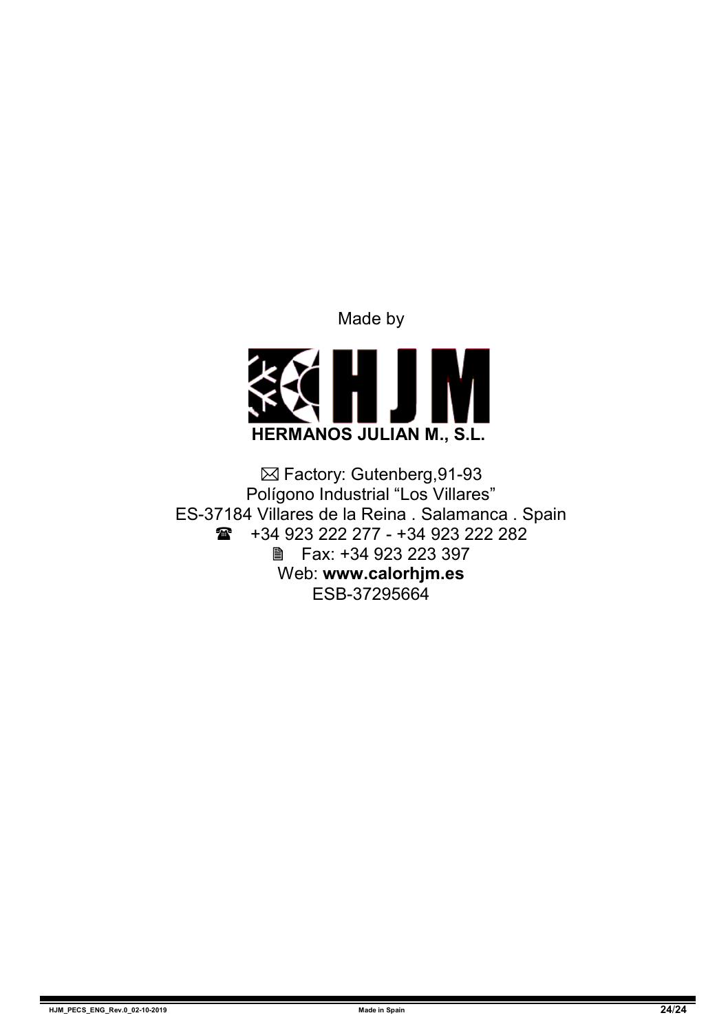Made by

**HERMANOS JULIAN M., S.L.**

☒ Factory: Gutenberg,91-93
Polígono Industrial “Los Villares”
ES-37184 Villares de la Reina . Salamanca . Spain
☎ +34 923 222 277 - +34 923 222 282
🖹 Fax: +34 923 223 397
Web: **www.calorhjm.es**
ESB-37295664